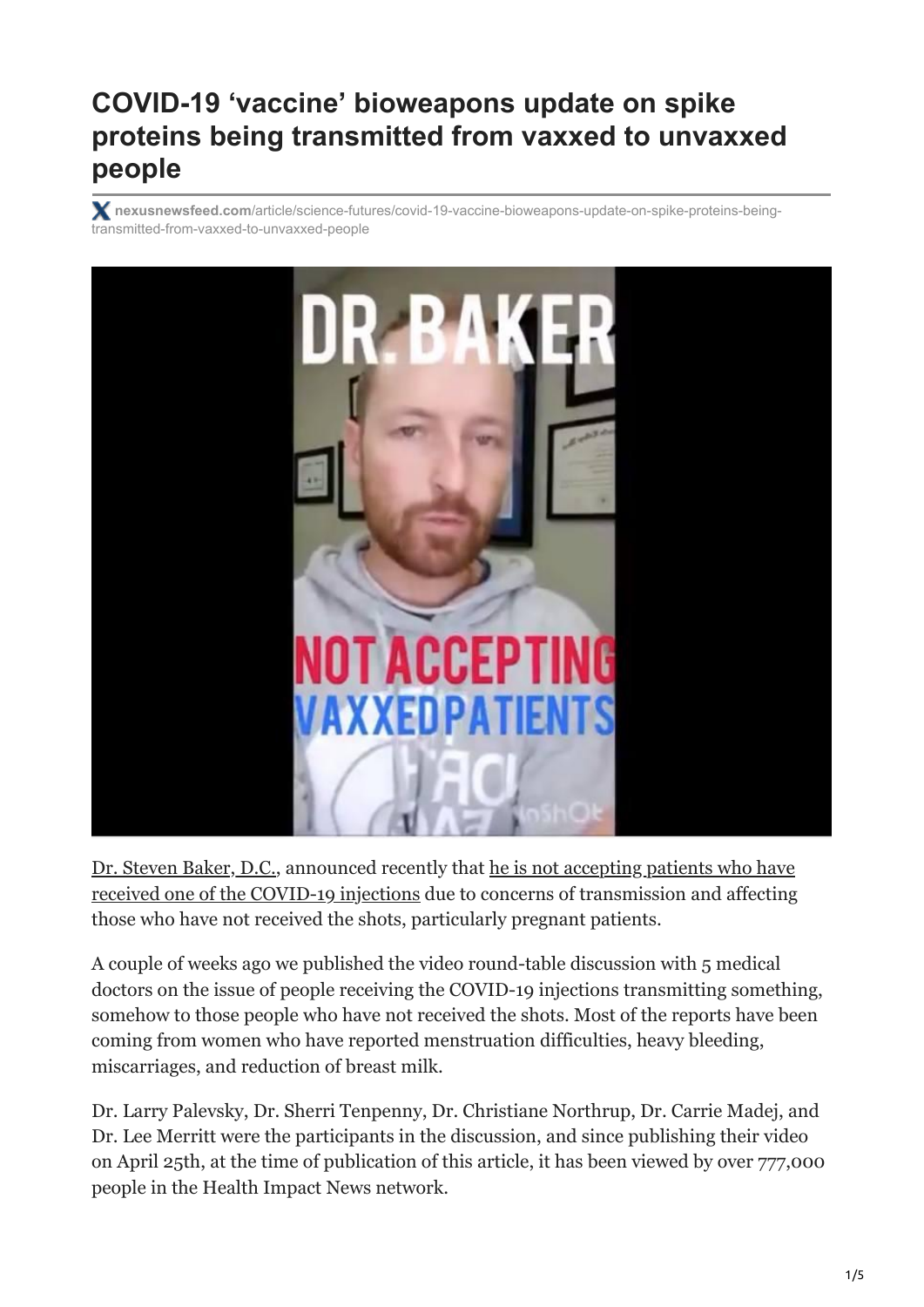# COVID-19 'vaccine' bioweapons update on spike proteins being transmitted from vaxxed to unvaxxed people

**nexusnewsfeed.com**/article/science-futures/covid-19-vaccine-bioweapons-update-on-spike-proteins-being-transmitted-from-vaxxed-to-unvaxxed-people

Dr. Steven Baker, D.C., announced recently that he is not accepting patients who have received one of the COVID-19 injections due to concerns of transmission and affecting those who have not received the shots, particularly pregnant patients.

A couple of weeks ago we published the video round-table discussion with 5 medical doctors on the issue of people receiving the COVID-19 injections transmitting something, somehow to those people who have not received the shots. Most of the reports have been coming from women who have reported menstruation difficulties, heavy bleeding, miscarriages, and reduction of breast milk.

Dr. Larry Palevsky, Dr. Sherri Tenpenny, Dr. Christiane Northrup, Dr. Carrie Madej, and Dr. Lee Merritt were the participants in the discussion, and since publishing their video on April 25th, at the time of publication of this article, it has been viewed by over 777,000 people in the Health Impact News network.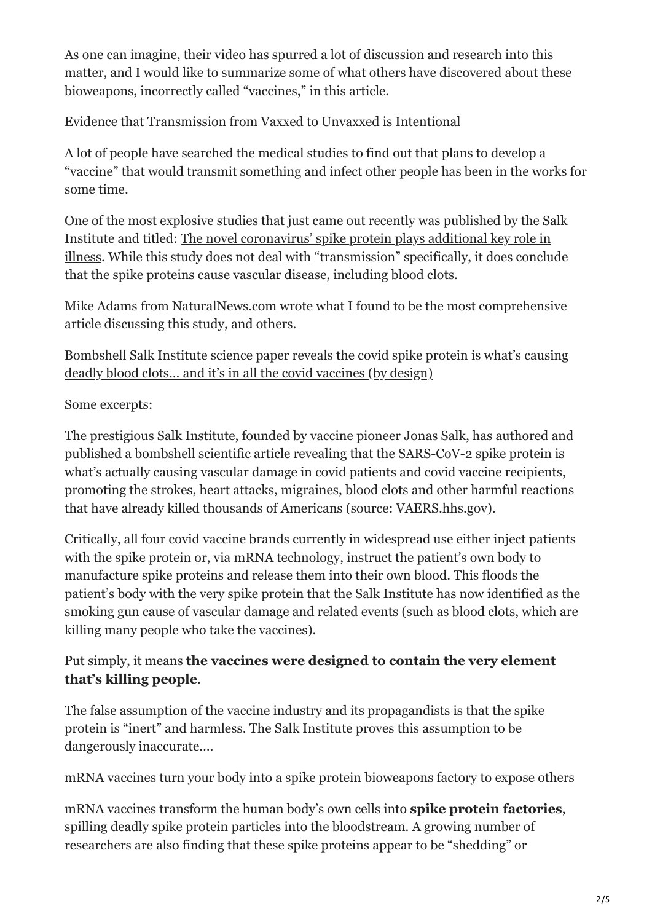As one can imagine, their video has spurred a lot of discussion and research into this matter, and I would like to summarize some of what others have discovered about these bioweapons, incorrectly called "vaccines," in this article.

Evidence that Transmission from Vaxxed to Unvaxxed is Intentional

A lot of people have searched the medical studies to find out that plans to develop a "vaccine" that would transmit something and infect other people has been in the works for some time.

One of the most explosive studies that just came out recently was published by the Salk Institute and titled: The novel coronavirus' spike protein plays additional key role in illness. While this study does not deal with "transmission" specifically, it does conclude that the spike proteins cause vascular disease, including blood clots.

Mike Adams from NaturalNews.com wrote what I found to be the most comprehensive article discussing this study, and others.

Bombshell Salk Institute science paper reveals the covid spike protein is what's causing deadly blood clots… and it's in all the covid vaccines (by design)

Some excerpts:

The prestigious Salk Institute, founded by vaccine pioneer Jonas Salk, has authored and published a bombshell scientific article revealing that the SARS-CoV-2 spike protein is what's actually causing vascular damage in covid patients and covid vaccine recipients, promoting the strokes, heart attacks, migraines, blood clots and other harmful reactions that have already killed thousands of Americans (source: VAERS.hhs.gov).

Critically, all four covid vaccine brands currently in widespread use either inject patients with the spike protein or, via mRNA technology, instruct the patient's own body to manufacture spike proteins and release them into their own blood. This floods the patient's body with the very spike protein that the Salk Institute has now identified as the smoking gun cause of vascular damage and related events (such as blood clots, which are killing many people who take the vaccines).

Put simply, it means **the vaccines were designed to contain the very element that's killing people**.

The false assumption of the vaccine industry and its propagandists is that the spike protein is "inert" and harmless. The Salk Institute proves this assumption to be dangerously inaccurate.…

mRNA vaccines turn your body into a spike protein bioweapons factory to expose others

mRNA vaccines transform the human body's own cells into **spike protein factories**, spilling deadly spike protein particles into the bloodstream. A growing number of researchers are also finding that these spike proteins appear to be "shedding" or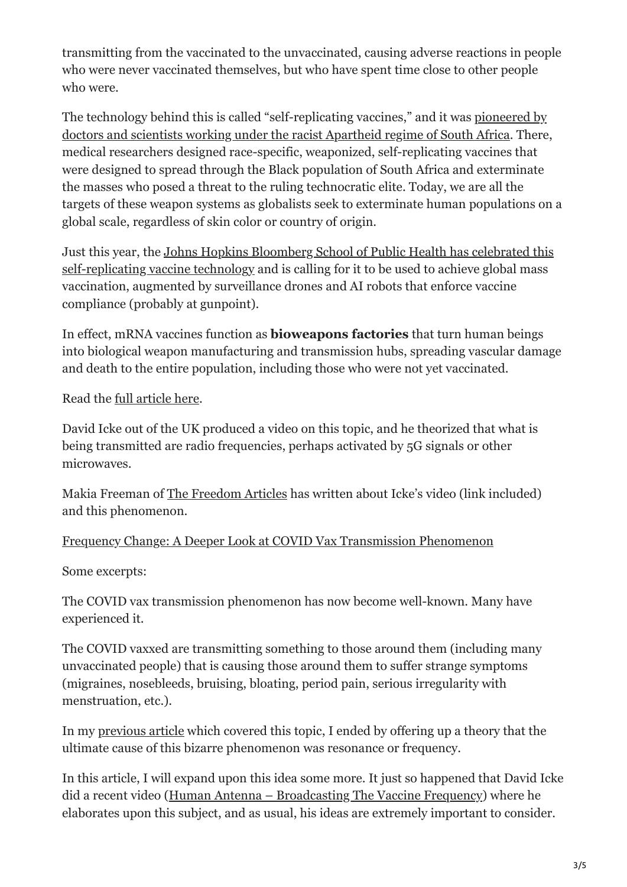transmitting from the vaccinated to the unvaccinated, causing adverse reactions in people who were never vaccinated themselves, but who have spent time close to other people who were.

The technology behind this is called "self-replicating vaccines," and it was pioneered by doctors and scientists working under the racist Apartheid regime of South Africa. There, medical researchers designed race-specific, weaponized, self-replicating vaccines that were designed to spread through the Black population of South Africa and exterminate the masses who posed a threat to the ruling technocratic elite. Today, we are all the targets of these weapon systems as globalists seek to exterminate human populations on a global scale, regardless of skin color or country of origin.

Just this year, the Johns Hopkins Bloomberg School of Public Health has celebrated this self-replicating vaccine technology and is calling for it to be used to achieve global mass vaccination, augmented by surveillance drones and AI robots that enforce vaccine compliance (probably at gunpoint).

In effect, mRNA vaccines function as **bioweapons factories** that turn human beings into biological weapon manufacturing and transmission hubs, spreading vascular damage and death to the entire population, including those who were not yet vaccinated.

Read the full article here.

David Icke out of the UK produced a video on this topic, and he theorized that what is being transmitted are radio frequencies, perhaps activated by 5G signals or other microwaves.

Makia Freeman of The Freedom Articles has written about Icke's video (link included) and this phenomenon.

Frequency Change: A Deeper Look at COVID Vax Transmission Phenomenon

Some excerpts:

The COVID vax transmission phenomenon has now become well-known. Many have experienced it.

The COVID vaxxed are transmitting something to those around them (including many unvaccinated people) that is causing those around them to suffer strange symptoms (migraines, nosebleeds, bruising, bloating, period pain, serious irregularity with menstruation, etc.).

In my previous article which covered this topic, I ended by offering up a theory that the ultimate cause of this bizarre phenomenon was resonance or frequency.

In this article, I will expand upon this idea some more. It just so happened that David Icke did a recent video (Human Antenna – Broadcasting The Vaccine Frequency) where he elaborates upon this subject, and as usual, his ideas are extremely important to consider.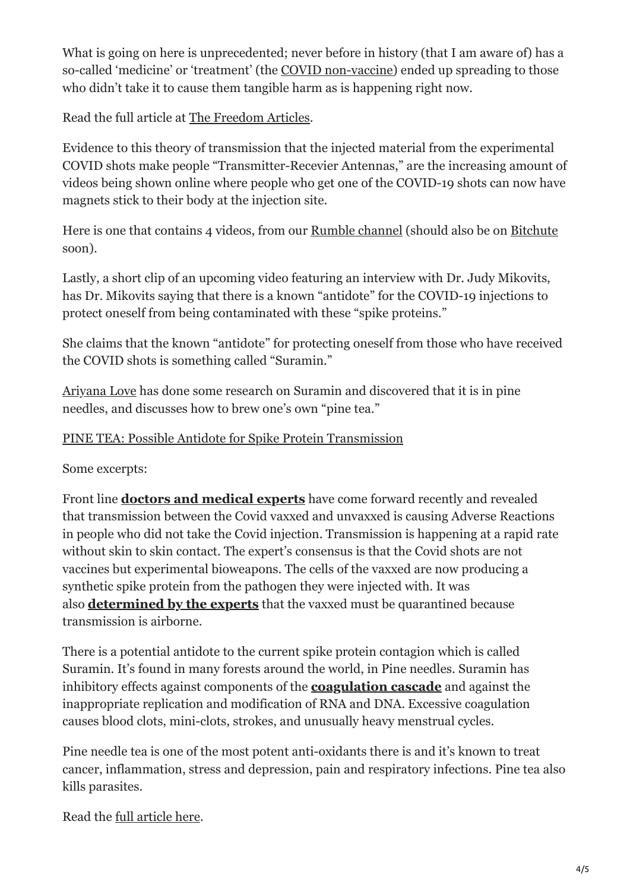What is going on here is unprecedented; never before in history (that I am aware of) has a so-called 'medicine' or 'treatment' (the COVID non-vaccine) ended up spreading to those who didn't take it to cause them tangible harm as is happening right now.

Read the full article at The Freedom Articles.

Evidence to this theory of transmission that the injected material from the experimental COVID shots make people "Transmitter-Recevier Antennas," are the increasing amount of videos being shown online where people who get one of the COVID-19 shots can now have magnets stick to their body at the injection site.

Here is one that contains 4 videos, from our Rumble channel (should also be on Bitchute soon).

Lastly, a short clip of an upcoming video featuring an interview with Dr. Judy Mikovits, has Dr. Mikovits saying that there is a known "antidote" for the COVID-19 injections to protect oneself from being contaminated with these "spike proteins."

She claims that the known "antidote" for protecting oneself from those who have received the COVID shots is something called "Suramin."

Ariyana Love has done some research on Suramin and discovered that it is in pine needles, and discusses how to brew one's own "pine tea."

PINE TEA: Possible Antidote for Spike Protein Transmission

Some excerpts:

Front line **doctors and medical experts** have come forward recently and revealed that transmission between the Covid vaxxed and unvaxxed is causing Adverse Reactions in people who did not take the Covid injection. Transmission is happening at a rapid rate without skin to skin contact. The expert's consensus is that the Covid shots are not vaccines but experimental bioweapons. The cells of the vaxxed are now producing a synthetic spike protein from the pathogen they were injected with. It was also **determined by the experts** that the vaxxed must be quarantined because transmission is airborne.

There is a potential antidote to the current spike protein contagion which is called Suramin. It's found in many forests around the world, in Pine needles. Suramin has inhibitory effects against components of the **coagulation cascade** and against the inappropriate replication and modification of RNA and DNA. Excessive coagulation causes blood clots, mini-clots, strokes, and unusually heavy menstrual cycles.

Pine needle tea is one of the most potent anti-oxidants there is and it's known to treat cancer, inflammation, stress and depression, pain and respiratory infections. Pine tea also kills parasites.

Read the full article here.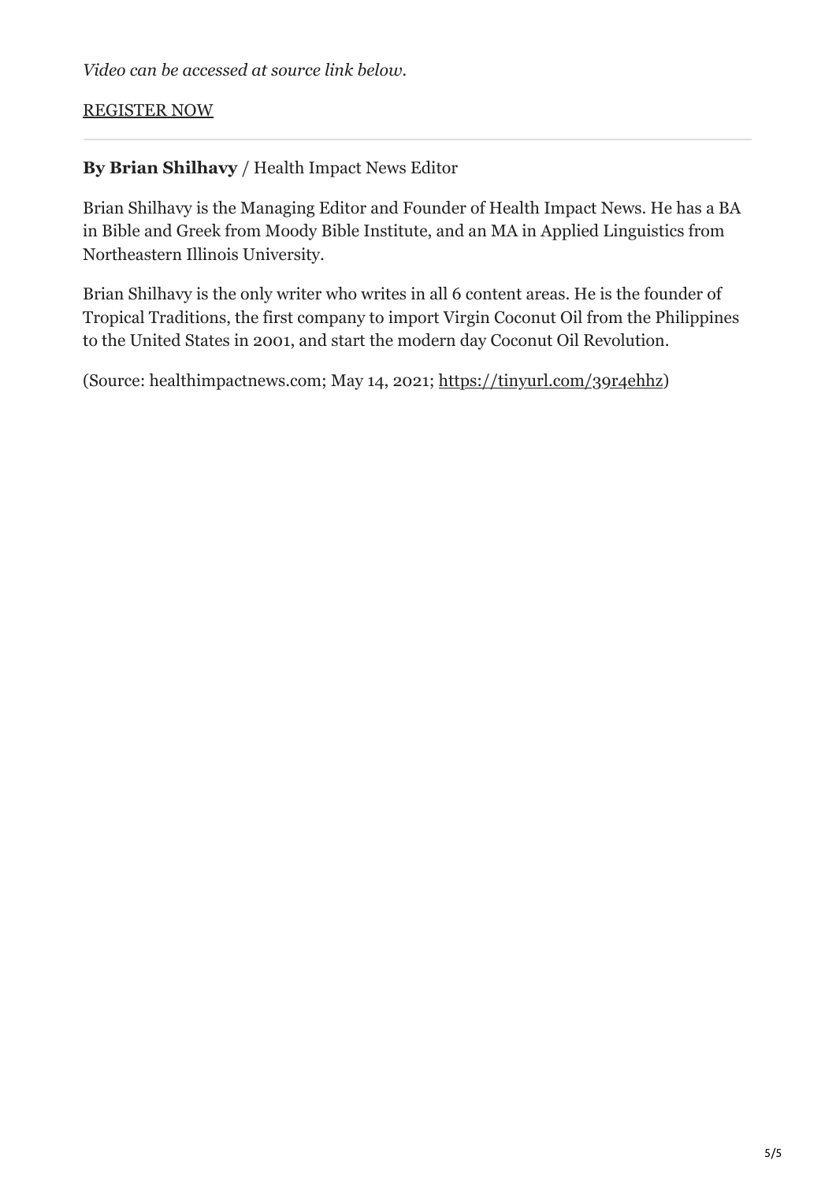*Video can be accessed at source link below.*

REGISTER NOW

---

**By Brian Shilhavy** / Health Impact News Editor

Brian Shilhavy is the Managing Editor and Founder of Health Impact News. He has a BA in Bible and Greek from Moody Bible Institute, and an MA in Applied Linguistics from Northeastern Illinois University.

Brian Shilhavy is the only writer who writes in all 6 content areas. He is the founder of Tropical Traditions, the first company to import Virgin Coconut Oil from the Philippines to the United States in 2001, and start the modern day Coconut Oil Revolution.

(Source: healthimpactnews.com; May 14, 2021; https://tinyurl.com/39r4ehhz)